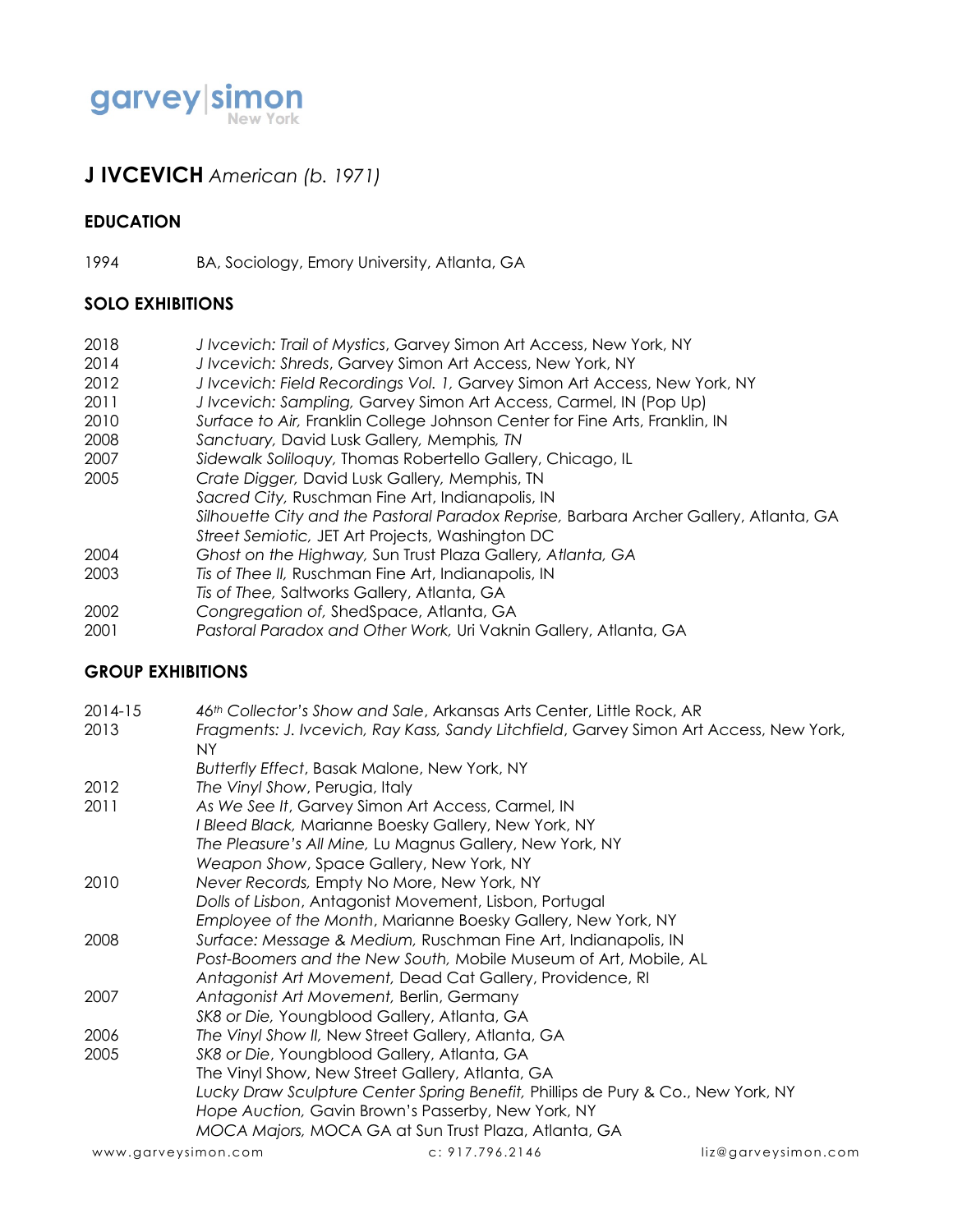garvey|simon
New York

# J IVCEVICH *American (b. 1971)*

## EDUCATION

1994 BA, Sociology, Emory University, Atlanta, GA

## SOLO EXHIBITIONS

2018 *J Ivcevich: Trail of Mystics*, Garvey Simon Art Access, New York, NY
2014 *J Ivcevich: Shreds*, Garvey Simon Art Access, New York, NY
2012 *J Ivcevich: Field Recordings Vol. 1,* Garvey Simon Art Access, New York, NY
2011 *J Ivcevich: Sampling,* Garvey Simon Art Access, Carmel, IN (Pop Up)
2010 *Surface to Air,* Franklin College Johnson Center for Fine Arts, Franklin, IN
2008 *Sanctuary,* David Lusk Gallery, Memphis, *TN*
2007 *Sidewalk Soliloquy,* Thomas Robertello Gallery, Chicago, IL
2005 *Crate Digger,* David Lusk Gallery, Memphis, TN
*Sacred City,* Ruschman Fine Art, Indianapolis, IN
*Silhouette City and the Pastoral Paradox Reprise*, Barbara Archer Gallery, Atlanta, GA
*Street Semiotic,* JET Art Projects, Washington DC
2004 *Ghost on the Highway,* Sun Trust Plaza Gallery, *Atlanta, GA*
2003 *Tis of Thee II,* Ruschman Fine Art, Indianapolis, IN
*Tis of Thee,* Saltworks Gallery, Atlanta, GA
2002 *Congregation of,* ShedSpace, Atlanta, GA
2001 *Pastoral Paradox and Other Work,* Uri Vaknin Gallery, Atlanta, GA

## GROUP EXHIBITIONS

2014-15 *46th Collector's Show and Sale*, Arkansas Arts Center, Little Rock, AR
2013 *Fragments: J. Ivcevich, Ray Kass, Sandy Litchfield*, Garvey Simon Art Access, New York, NY
*Butterfly Effect*, Basak Malone, New York, NY
2012 *The Vinyl Show*, Perugia, Italy
2011 *As We See It*, Garvey Simon Art Access, Carmel, IN
*I Bleed Black,* Marianne Boesky Gallery, New York, NY
*The Pleasure's All Mine,* Lu Magnus Gallery, New York, NY
*Weapon Show*, Space Gallery, New York, NY
2010 *Never Records,* Empty No More, New York, NY
*Dolls of Lisbon*, Antagonist Movement, Lisbon, Portugal
*Employee of the Month*, Marianne Boesky Gallery, New York, NY
2008 *Surface: Message & Medium,* Ruschman Fine Art, Indianapolis, IN
*Post-Boomers and the New South,* Mobile Museum of Art, Mobile, AL
*Antagonist Art Movement,* Dead Cat Gallery, Providence, RI
2007 *Antagonist Art Movement*, Berlin, Germany
*SK8 or Die*, Youngblood Gallery, Atlanta, GA
2006 *The Vinyl Show II,* New Street Gallery, Atlanta, GA
2005 *SK8 or Die*, Youngblood Gallery, Atlanta, GA
The Vinyl Show, New Street Gallery, Atlanta, GA
*Lucky Draw Sculpture Center Spring Benefit,* Phillips de Pury & Co., New York, NY
*Hope Auction,* Gavin Brown's Passerby, New York, NY
*MOCA Majors,* MOCA GA at Sun Trust Plaza, Atlanta, GA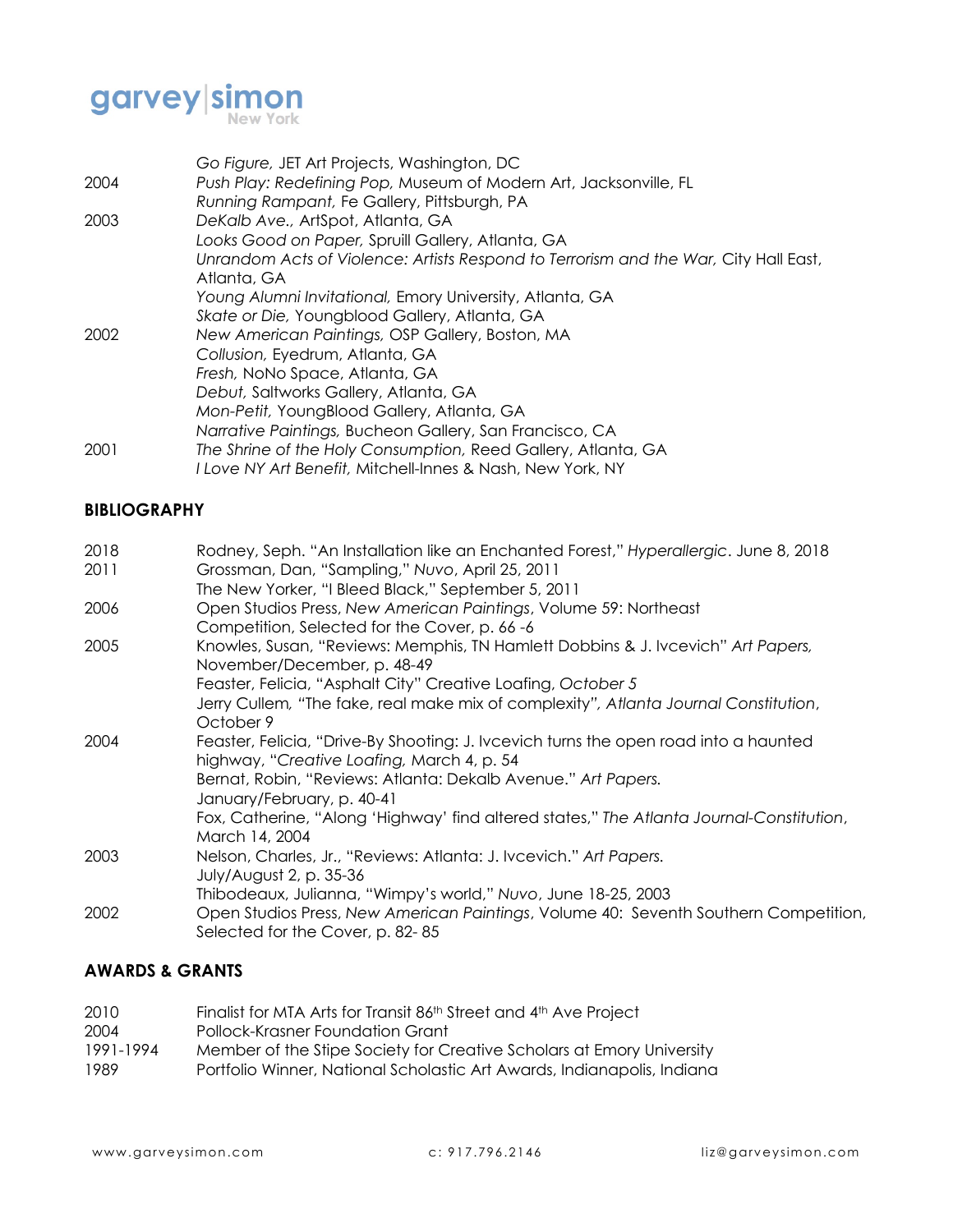| | |
|---|---|
| | *Go Figure,* JET Art Projects, Washington, DC |
| 2004 | *Push Play: Redefining Pop,* Museum of Modern Art, Jacksonville, FL |
| | *Running Rampant,* Fe Gallery, Pittsburgh, PA |
| 2003 | *DeKalb Ave.,* ArtSpot, Atlanta, GA |
| | *Looks Good on Paper,* Spruill Gallery, Atlanta, GA |
| | *Unrandom Acts of Violence: Artists Respond to Terrorism and the War,* City Hall East, Atlanta, GA |
| | *Young Alumni Invitational,* Emory University, Atlanta, GA |
| | *Skate or Die,* Youngblood Gallery, Atlanta, GA |
| 2002 | *New American Paintings,* OSP Gallery, Boston, MA |
| | *Collusion,* Eyedrum, Atlanta, GA |
| | *Fresh,* NoNo Space, Atlanta, GA |
| | *Debut,* Saltworks Gallery, Atlanta, GA |
| | *Mon-Petit,* YoungBlood Gallery, Atlanta, GA |
| | *Narrative Paintings,* Bucheon Gallery, San Francisco, CA |
| 2001 | *The Shrine of the Holy Consumption,* Reed Gallery, Atlanta, GA |
| | *I Love NY Art Benefit,* Mitchell-Innes & Nash, New York, NY |

## BIBLIOGRAPHY

| | |
|---|---|
| 2018 | Rodney, Seph. "An Installation like an Enchanted Forest," *Hyperallergic*. June 8, 2018 |
| 2011 | Grossman, Dan, "Sampling," *Nuvo*, April 25, 2011 |
| | The New Yorker, "I Bleed Black," September 5, 2011 |
| 2006 | Open Studios Press, *New American Paintings*, Volume 59: Northeast Competition, Selected for the Cover, p. 66 -6 |
| 2005 | Knowles, Susan, "Reviews: Memphis, TN Hamlett Dobbins & J. Ivcevich" *Art Papers,* November/December, p. 48-49 |
| | Feaster, Felicia, "Asphalt City" Creative Loafing, *October 5* |
| | Jerry Cullem, "The fake, real make mix of complexity", *Atlanta Journal Constitution*, October 9 |
| 2004 | Feaster, Felicia, "Drive-By Shooting: J. Ivcevich turns the open road into a haunted highway, "*Creative Loafing,* March 4, p. 54 |
| | Bernat, Robin, "Reviews: Atlanta: Dekalb Avenue." *Art Papers.* January/February, p. 40-41 |
| | Fox, Catherine, "Along 'Highway' find altered states," *The Atlanta Journal-Constitution*, March 14, 2004 |
| 2003 | Nelson, Charles, Jr., "Reviews: Atlanta: J. Ivcevich." *Art Papers.* July/August 2, p. 35-36 |
| | Thibodeaux, Julianna, "Wimpy's world," *Nuvo*, June 18-25, 2003 |
| 2002 | Open Studios Press, *New American Paintings*, Volume 40: Seventh Southern Competition, Selected for the Cover, p. 82- 85 |

## AWARDS & GRANTS

| | |
|---|---|
| 2010 | Finalist for MTA Arts for Transit 86th Street and 4th Ave Project |
| 2004 | Pollock-Krasner Foundation Grant |
| 1991-1994 | Member of the Stipe Society for Creative Scholars at Emory University |
| 1989 | Portfolio Winner, National Scholastic Art Awards, Indianapolis, Indiana |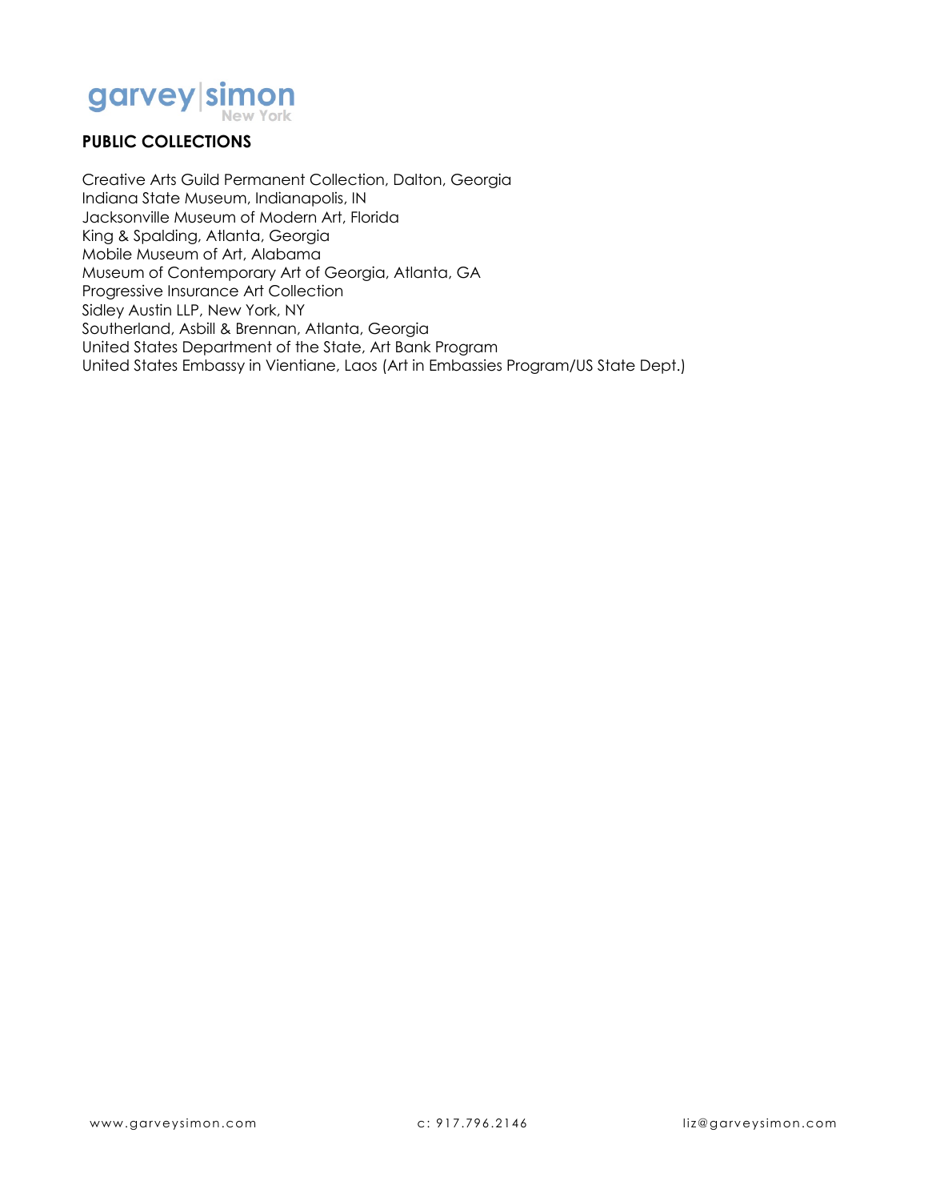## PUBLIC COLLECTIONS

Creative Arts Guild Permanent Collection, Dalton, Georgia
Indiana State Museum, Indianapolis, IN
Jacksonville Museum of Modern Art, Florida
King & Spalding, Atlanta, Georgia
Mobile Museum of Art, Alabama
Museum of Contemporary Art of Georgia, Atlanta, GA
Progressive Insurance Art Collection
Sidley Austin LLP, New York, NY
Southerland, Asbill & Brennan, Atlanta, Georgia
United States Department of the State, Art Bank Program
United States Embassy in Vientiane, Laos (Art in Embassies Program/US State Dept.)